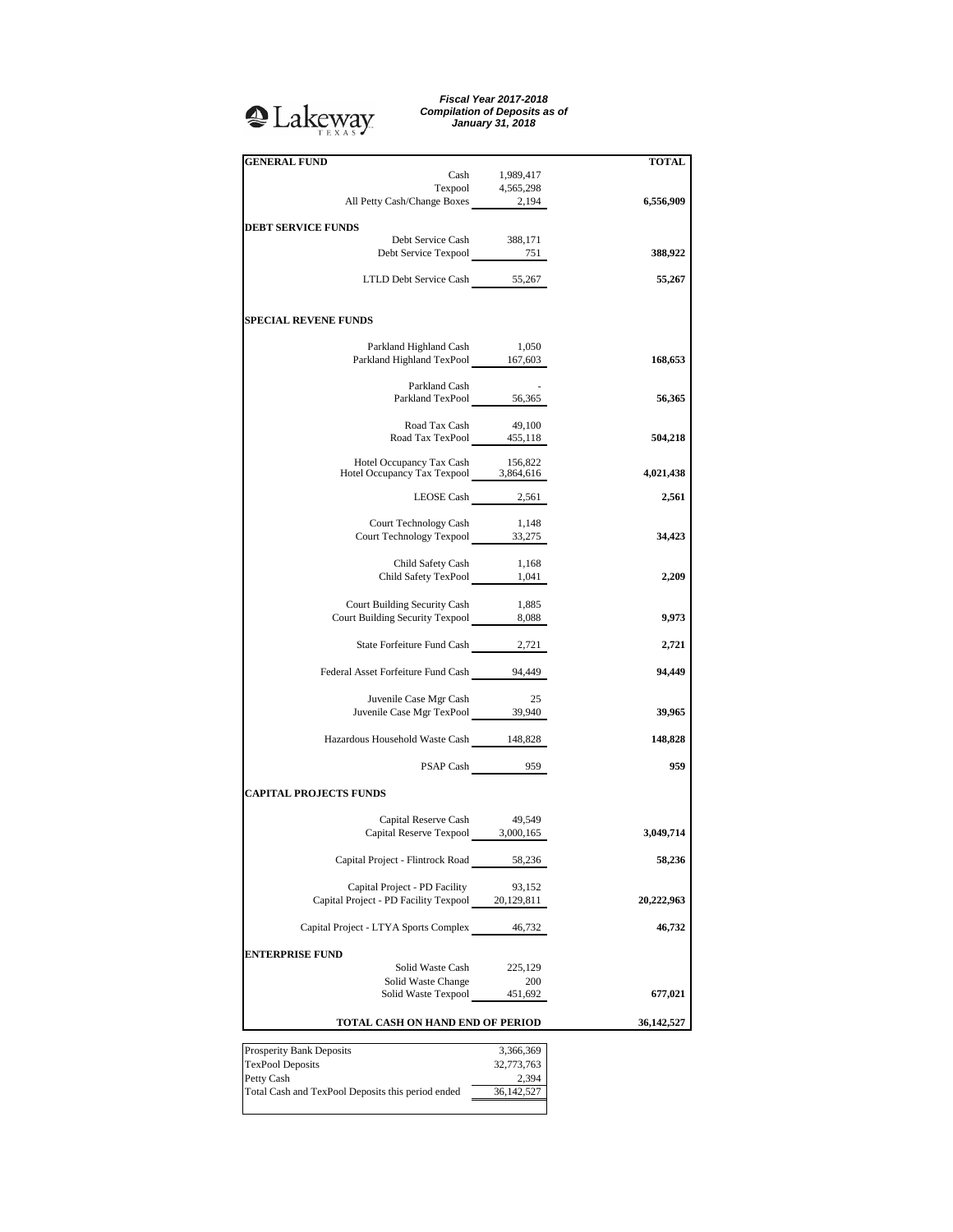Lakeway TEXAS

***Fiscal Year 2017-2018***
***Compilation of Deposits as of***
***January 31, 2018***

| **GENERAL FUND** | | **TOTAL** |
|---|---|---|
| Cash | 1,989,417 | |
| Texpool | 4,565,298 | |
| All Petty Cash/Change Boxes | 2,194 | **6,556,909** |
| **DEBT SERVICE FUNDS** | | |
| Debt Service Cash | 388,171 | |
| Debt Service Texpool | 751 | **388,922** |
| LTLD Debt Service Cash | 55,267 | **55,267** |
| **SPECIAL REVENE FUNDS** | | |
| Parkland Highland Cash | 1,050 | |
| Parkland Highland TexPool | 167,603 | **168,653** |
| Parkland Cash | - | |
| Parkland TexPool | 56,365 | **56,365** |
| Road Tax Cash | 49,100 | |
| Road Tax TexPool | 455,118 | **504,218** |
| Hotel Occupancy Tax Cash | 156,822 | |
| Hotel Occupancy Tax Texpool | 3,864,616 | **4,021,438** |
| LEOSE Cash | 2,561 | **2,561** |
| Court Technology Cash | 1,148 | |
| Court Technology Texpool | 33,275 | **34,423** |
| Child Safety Cash | 1,168 | |
| Child Safety TexPool | 1,041 | **2,209** |
| Court Building Security Cash | 1,885 | |
| Court Building Security Texpool | 8,088 | **9,973** |
| State Forfeiture Fund Cash | 2,721 | **2,721** |
| Federal Asset Forfeiture Fund Cash | 94,449 | **94,449** |
| Juvenile Case Mgr Cash | 25 | |
| Juvenile Case Mgr TexPool | 39,940 | **39,965** |
| Hazardous Household Waste Cash | 148,828 | **148,828** |
| PSAP Cash | 959 | **959** |
| **CAPITAL PROJECTS FUNDS** | | |
| Capital Reserve Cash | 49,549 | |
| Capital Reserve Texpool | 3,000,165 | **3,049,714** |
| Capital Project - Flintrock Road | 58,236 | **58,236** |
| Capital Project - PD Facility | 93,152 | |
| Capital Project - PD Facility Texpool | 20,129,811 | **20,222,963** |
| Capital Project - LTYA Sports Complex | 46,732 | **46,732** |
| **ENTERPRISE FUND** | | |
| Solid Waste Cash | 225,129 | |
| Solid Waste Change | 200 | |
| Solid Waste Texpool | 451,692 | **677,021** |
| **TOTAL CASH ON HAND END OF PERIOD** | | **36,142,527** |

| | |
|---|---|
| Prosperity Bank Deposits | 3,366,369 |
| TexPool Deposits | 32,773,763 |
| Petty Cash | 2,394 |
| Total Cash and TexPool Deposits this period ended | 36,142,527 |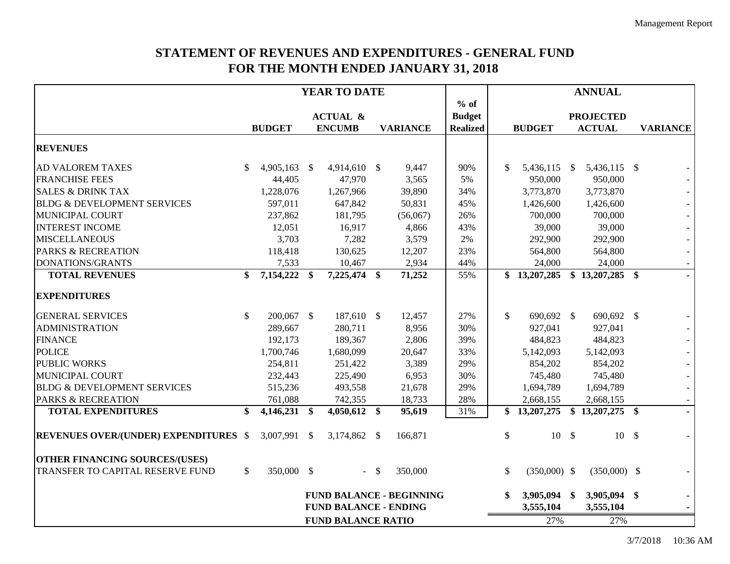# STATEMENT OF REVENUES AND EXPENDITURES - GENERAL FUND
# FOR THE MONTH ENDED JANUARY 31, 2018

| | YEAR TO DATE | | | | ANNUAL | | |
|---|---|---|---|---|---|---|---|
| | BUDGET | ACTUAL & ENCUMB | VARIANCE | % of Budget Realized | BUDGET | PROJECTED ACTUAL | VARIANCE |
| **REVENUES** | | | | | | | |
| AD VALOREM TAXES | $ 4,905,163 | $ 4,914,610 | $ 9,447 | 90% | $ 5,436,115 | $ 5,436,115 | $ - |
| FRANCHISE FEES | 44,405 | 47,970 | 3,565 | 5% | 950,000 | 950,000 | - |
| SALES & DRINK TAX | 1,228,076 | 1,267,966 | 39,890 | 34% | 3,773,870 | 3,773,870 | - |
| BLDG & DEVELOPMENT SERVICES | 597,011 | 647,842 | 50,831 | 45% | 1,426,600 | 1,426,600 | - |
| MUNICIPAL COURT | 237,862 | 181,795 | (56,067) | 26% | 700,000 | 700,000 | - |
| INTEREST INCOME | 12,051 | 16,917 | 4,866 | 43% | 39,000 | 39,000 | - |
| MISCELLANEOUS | 3,703 | 7,282 | 3,579 | 2% | 292,900 | 292,900 | - |
| PARKS & RECREATION | 118,418 | 130,625 | 12,207 | 23% | 564,800 | 564,800 | - |
| DONATIONS/GRANTS | 7,533 | 10,467 | 2,934 | 44% | 24,000 | 24,000 | - |
| **TOTAL REVENUES** | **$ 7,154,222** | **$ 7,225,474** | **$ 71,252** | 55% | **$ 13,207,285** | **$ 13,207,285** | **$ -** |
| **EXPENDITURES** | | | | | | | |
| GENERAL SERVICES | $ 200,067 | $ 187,610 | $ 12,457 | 27% | $ 690,692 | $ 690,692 | $ - |
| ADMINISTRATION | 289,667 | 280,711 | 8,956 | 30% | 927,041 | 927,041 | - |
| FINANCE | 192,173 | 189,367 | 2,806 | 39% | 484,823 | 484,823 | - |
| POLICE | 1,700,746 | 1,680,099 | 20,647 | 33% | 5,142,093 | 5,142,093 | - |
| PUBLIC WORKS | 254,811 | 251,422 | 3,389 | 29% | 854,202 | 854,202 | - |
| MUNICIPAL COURT | 232,443 | 225,490 | 6,953 | 30% | 745,480 | 745,480 | - |
| BLDG & DEVELOPMENT SERVICES | 515,236 | 493,558 | 21,678 | 29% | 1,694,789 | 1,694,789 | - |
| PARKS & RECREATION | 761,088 | 742,355 | 18,733 | 28% | 2,668,155 | 2,668,155 | - |
| **TOTAL EXPENDITURES** | **$ 4,146,231** | **$ 4,050,612** | **$ 95,619** | 31% | **$ 13,207,275** | **$ 13,207,275** | **$ -** |
| **REVENUES OVER/(UNDER) EXPENDITURES** | $ 3,007,991 | $ 3,174,862 | $ 166,871 | | $ 10 | $ 10 | $ - |
| **OTHER FINANCING SOURCES/(USES)** | | | | | | | |
| TRANSFER TO CAPITAL RESERVE FUND | $ 350,000 | $ - | $ 350,000 | | $ (350,000) | $ (350,000) | $ - |
| | | **FUND BALANCE - BEGINNING** | | | **$ 3,905,094** | **$ 3,905,094** | **$ -** |
| | | **FUND BALANCE - ENDING** | | | **3,555,104** | **3,555,104** | **-** |
| | | **FUND BALANCE RATIO** | | | 27% | 27% | |